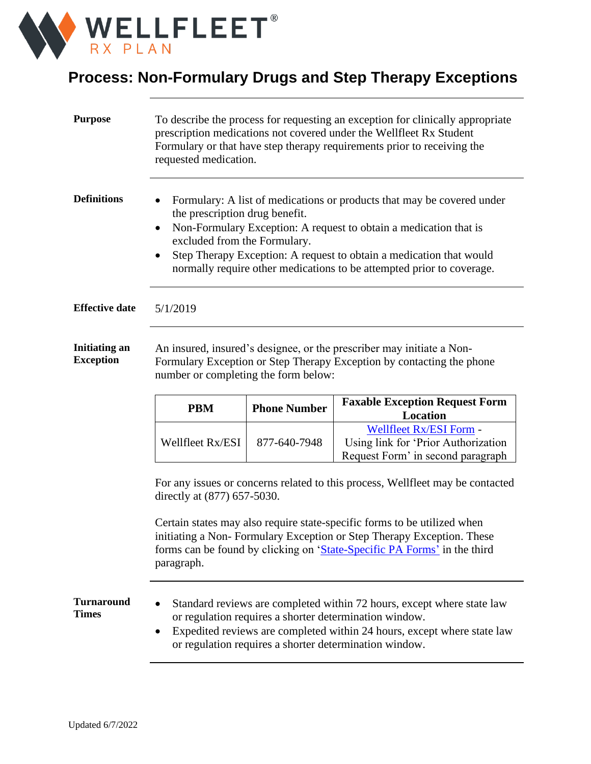WELLFLEET® RX PLAN

# Process: Non-Formulary Drugs and Step Therapy Exceptions

**Purpose**

To describe the process for requesting an exception for clinically appropriate prescription medications not covered under the Wellfleet Rx Student Formulary or that have step therapy requirements prior to receiving the requested medication.

**Definitions**

- Formulary: A list of medications or products that may be covered under the prescription drug benefit.
- Non-Formulary Exception: A request to obtain a medication that is excluded from the Formulary.
- Step Therapy Exception: A request to obtain a medication that would normally require other medications to be attempted prior to coverage.

**Effective date**

5/1/2019

**Initiating an Exception**

An insured, insured's designee, or the prescriber may initiate a Non-Formulary Exception or Step Therapy Exception by contacting the phone number or completing the form below:

| PBM | Phone Number | Faxable Exception Request Form Location |
|---|---|---|
| Wellfleet Rx/ESI | 877-640-7948 | Wellfleet Rx/ESI Form - Using link for 'Prior Authorization Request Form' in second paragraph |

For any issues or concerns related to this process, Wellfleet may be contacted directly at (877) 657-5030.

Certain states may also require state-specific forms to be utilized when initiating a Non- Formulary Exception or Step Therapy Exception. These forms can be found by clicking on 'State-Specific PA Forms' in the third paragraph.

**Turnaround Times**

- Standard reviews are completed within 72 hours, except where state law or regulation requires a shorter determination window.
- Expedited reviews are completed within 24 hours, except where state law or regulation requires a shorter determination window.

Updated 6/7/2022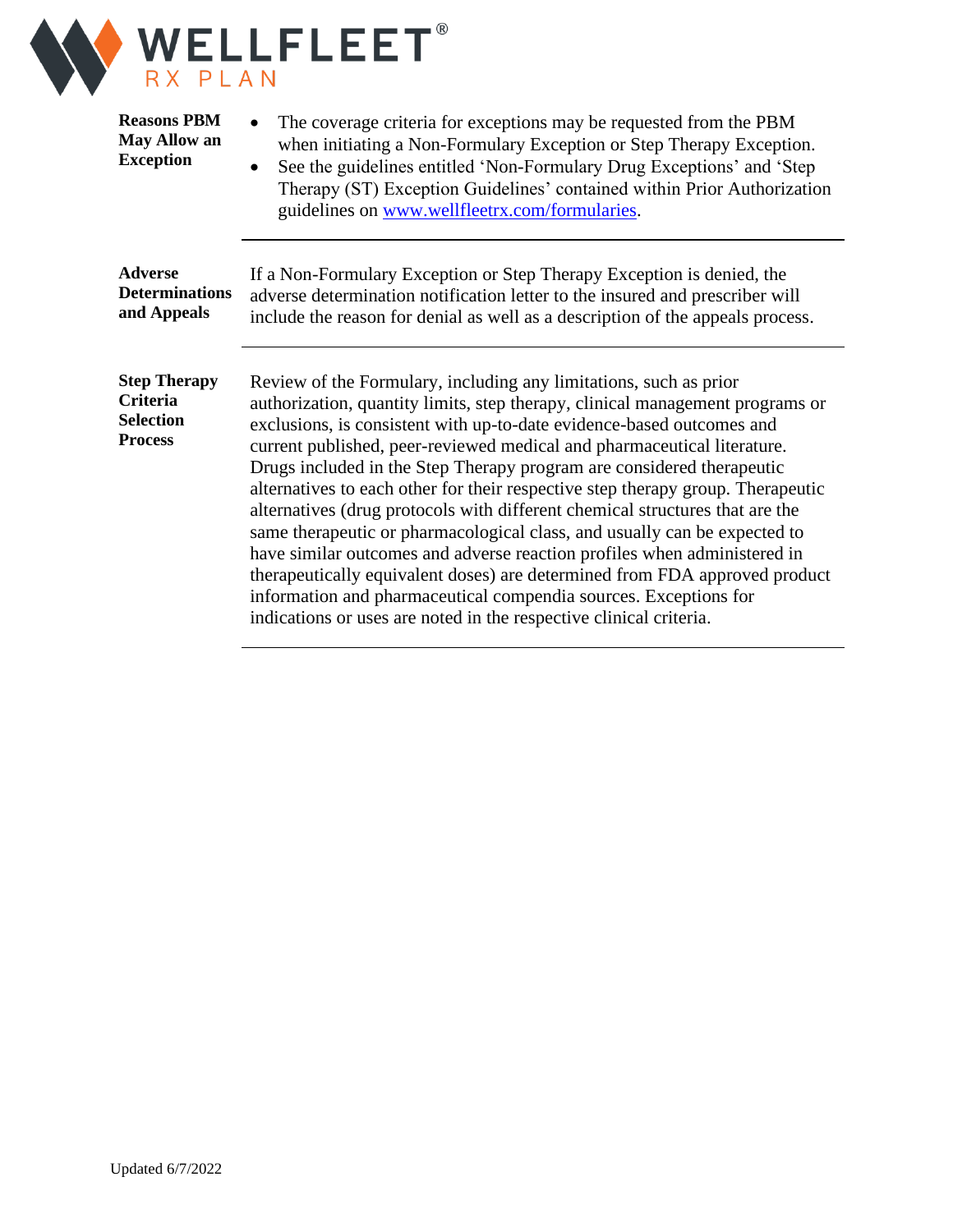| | |
|---|---|
| **Reasons PBM May Allow an Exception** | • The coverage criteria for exceptions may be requested from the PBM when initiating a Non-Formulary Exception or Step Therapy Exception.<br>• See the guidelines entitled 'Non-Formulary Drug Exceptions' and 'Step Therapy (ST) Exception Guidelines' contained within Prior Authorization guidelines on [www.wellfleetrx.com/formularies](http://www.wellfleetrx.com/formularies). |
| **Adverse Determinations and Appeals** | If a Non-Formulary Exception or Step Therapy Exception is denied, the adverse determination notification letter to the insured and prescriber will include the reason for denial as well as a description of the appeals process. |
| **Step Therapy Criteria Selection Process** | Review of the Formulary, including any limitations, such as prior authorization, quantity limits, step therapy, clinical management programs or exclusions, is consistent with up-to-date evidence-based outcomes and current published, peer-reviewed medical and pharmaceutical literature. Drugs included in the Step Therapy program are considered therapeutic alternatives to each other for their respective step therapy group. Therapeutic alternatives (drug protocols with different chemical structures that are the same therapeutic or pharmacological class, and usually can be expected to have similar outcomes and adverse reaction profiles when administered in therapeutically equivalent doses) are determined from FDA approved product information and pharmaceutical compendia sources. Exceptions for indications or uses are noted in the respective clinical criteria. |

Updated 6/7/2022